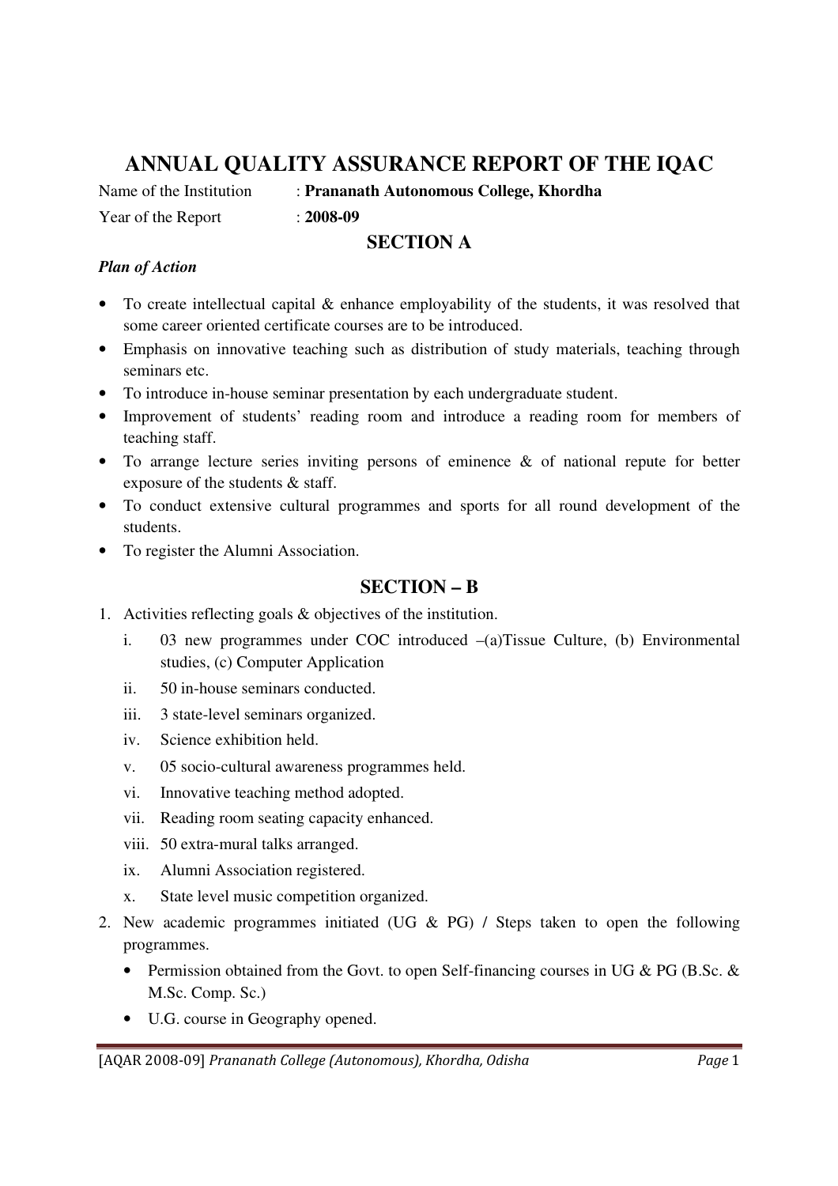# ANNUAL QUALITY ASSURANCE REPORT OF THE IQAC

Name of the Institution : **Prananath Autonomous College, Khordha**

Year of the Report : **2008-09**

## SECTION A

***Plan of Action***

- To create intellectual capital & enhance employability of the students, it was resolved that some career oriented certificate courses are to be introduced.
- Emphasis on innovative teaching such as distribution of study materials, teaching through seminars etc.
- To introduce in-house seminar presentation by each undergraduate student.
- Improvement of students' reading room and introduce a reading room for members of teaching staff.
- To arrange lecture series inviting persons of eminence & of national repute for better exposure of the students & staff.
- To conduct extensive cultural programmes and sports for all round development of the students.
- To register the Alumni Association.

## SECTION – B

1. Activities reflecting goals & objectives of the institution.
   i. 03 new programmes under COC introduced –(a)Tissue Culture, (b) Environmental studies, (c) Computer Application
   ii. 50 in-house seminars conducted.
   iii. 3 state-level seminars organized.
   iv. Science exhibition held.
   v. 05 socio-cultural awareness programmes held.
   vi. Innovative teaching method adopted.
   vii. Reading room seating capacity enhanced.
   viii. 50 extra-mural talks arranged.
   ix. Alumni Association registered.
   x. State level music competition organized.
2. New academic programmes initiated (UG & PG) / Steps taken to open the following programmes.
   - Permission obtained from the Govt. to open Self-financing courses in UG & PG (B.Sc. & M.Sc. Comp. Sc.)
   - U.G. course in Geography opened.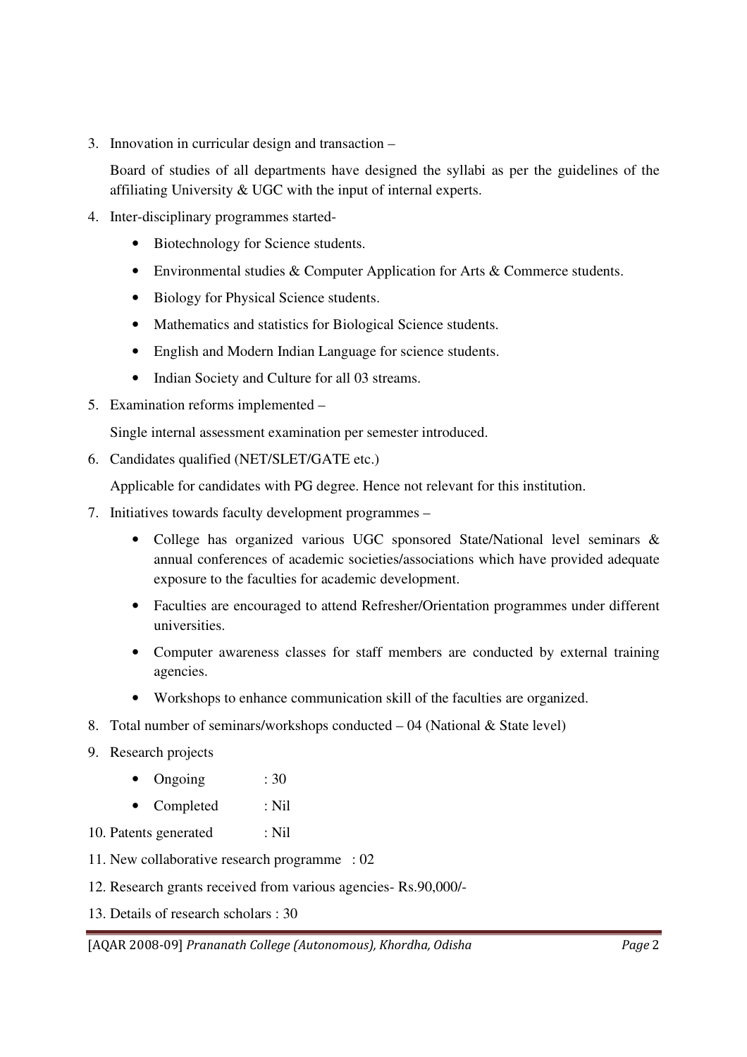3. Innovation in curricular design and transaction –

   Board of studies of all departments have designed the syllabi as per the guidelines of the affiliating University & UGC with the input of internal experts.

4. Inter-disciplinary programmes started-
   - Biotechnology for Science students.
   - Environmental studies & Computer Application for Arts & Commerce students.
   - Biology for Physical Science students.
   - Mathematics and statistics for Biological Science students.
   - English and Modern Indian Language for science students.
   - Indian Society and Culture for all 03 streams.

5. Examination reforms implemented –

   Single internal assessment examination per semester introduced.

6. Candidates qualified (NET/SLET/GATE etc.)

   Applicable for candidates with PG degree. Hence not relevant for this institution.

7. Initiatives towards faculty development programmes –
   - College has organized various UGC sponsored State/National level seminars & annual conferences of academic societies/associations which have provided adequate exposure to the faculties for academic development.
   - Faculties are encouraged to attend Refresher/Orientation programmes under different universities.
   - Computer awareness classes for staff members are conducted by external training agencies.
   - Workshops to enhance communication skill of the faculties are organized.

8. Total number of seminars/workshops conducted – 04 (National & State level)

9. Research projects
   - Ongoing : 30
   - Completed : Nil

10. Patents generated : Nil

11. New collaborative research programme : 02

12. Research grants received from various agencies- Rs.90,000/-

13. Details of research scholars : 30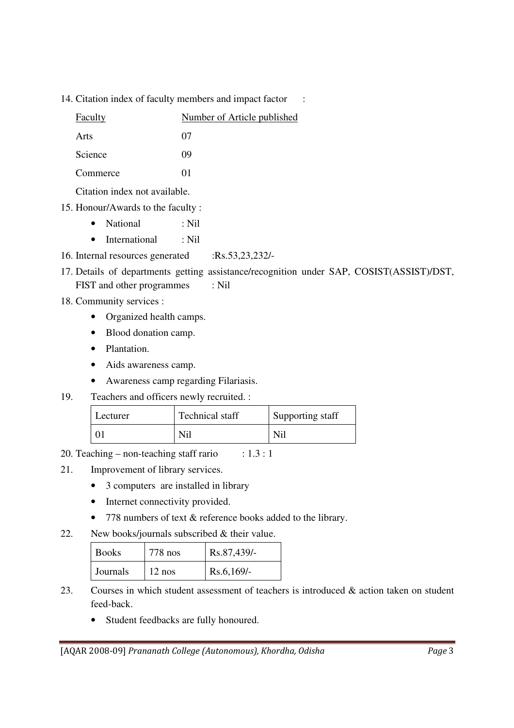14. Citation index of faculty members and impact factor :

| Faculty | Number of Article published |
|---|---|
| Arts | 07 |
| Science | 09 |
| Commerce | 01 |

Citation index not available.

15. Honour/Awards to the faculty :
    - National : Nil
    - International : Nil
16. Internal resources generated :Rs.53,23,232/-
17. Details of departments getting assistance/recognition under SAP, COSIST(ASSIST)/DST, FIST and other programmes : Nil
18. Community services :
    - Organized health camps.
    - Blood donation camp.
    - Plantation.
    - Aids awareness camp.
    - Awareness camp regarding Filariasis.
19. Teachers and officers newly recruited. :

| Lecturer | Technical staff | Supporting staff |
|---|---|---|
| 01 | Nil | Nil |

20. Teaching – non-teaching staff rario : 1.3 : 1
21. Improvement of library services.
    - 3 computers are installed in library
    - Internet connectivity provided.
    - 778 numbers of text & reference books added to the library.
22. New books/journals subscribed & their value.

| Books | 778 nos | Rs.87,439/- |
|---|---|---|
| Journals | 12 nos | Rs.6,169/- |

23. Courses in which student assessment of teachers is introduced & action taken on student feed-back.
    - Student feedbacks are fully honoured.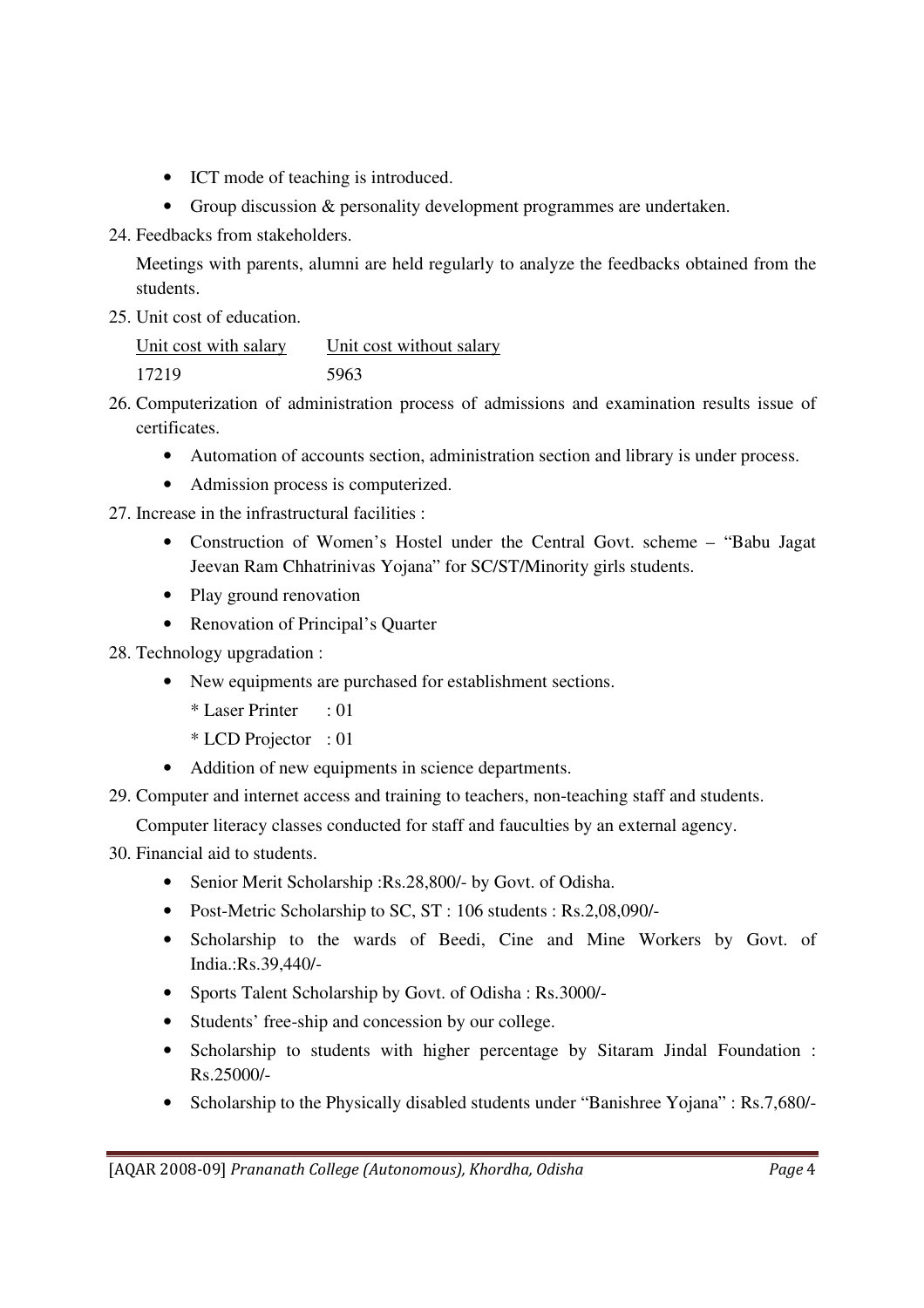- ICT mode of teaching is introduced.
- Group discussion & personality development programmes are undertaken.

24. Feedbacks from stakeholders.

    Meetings with parents, alumni are held regularly to analyze the feedbacks obtained from the students.

25. Unit cost of education.

    | Unit cost with salary | Unit cost without salary |
    |---|---|
    | 17219 | 5963 |

26. Computerization of administration process of admissions and examination results issue of certificates.
    - Automation of accounts section, administration section and library is under process.
    - Admission process is computerized.

27. Increase in the infrastructural facilities :
    - Construction of Women's Hostel under the Central Govt. scheme – "Babu Jagat Jeevan Ram Chhatrinivas Yojana" for SC/ST/Minority girls students.
    - Play ground renovation
    - Renovation of Principal's Quarter

28. Technology upgradation :
    - New equipments are purchased for establishment sections.

      * Laser Printer : 01

      * LCD Projector : 01
    - Addition of new equipments in science departments.

29. Computer and internet access and training to teachers, non-teaching staff and students.

    Computer literacy classes conducted for staff and fauculties by an external agency.

30. Financial aid to students.
    - Senior Merit Scholarship :Rs.28,800/- by Govt. of Odisha.
    - Post-Metric Scholarship to SC, ST : 106 students : Rs.2,08,090/-
    - Scholarship to the wards of Beedi, Cine and Mine Workers by Govt. of India.:Rs.39,440/-
    - Sports Talent Scholarship by Govt. of Odisha : Rs.3000/-
    - Students' free-ship and concession by our college.
    - Scholarship to students with higher percentage by Sitaram Jindal Foundation : Rs.25000/-
    - Scholarship to the Physically disabled students under "Banishree Yojana" : Rs.7,680/-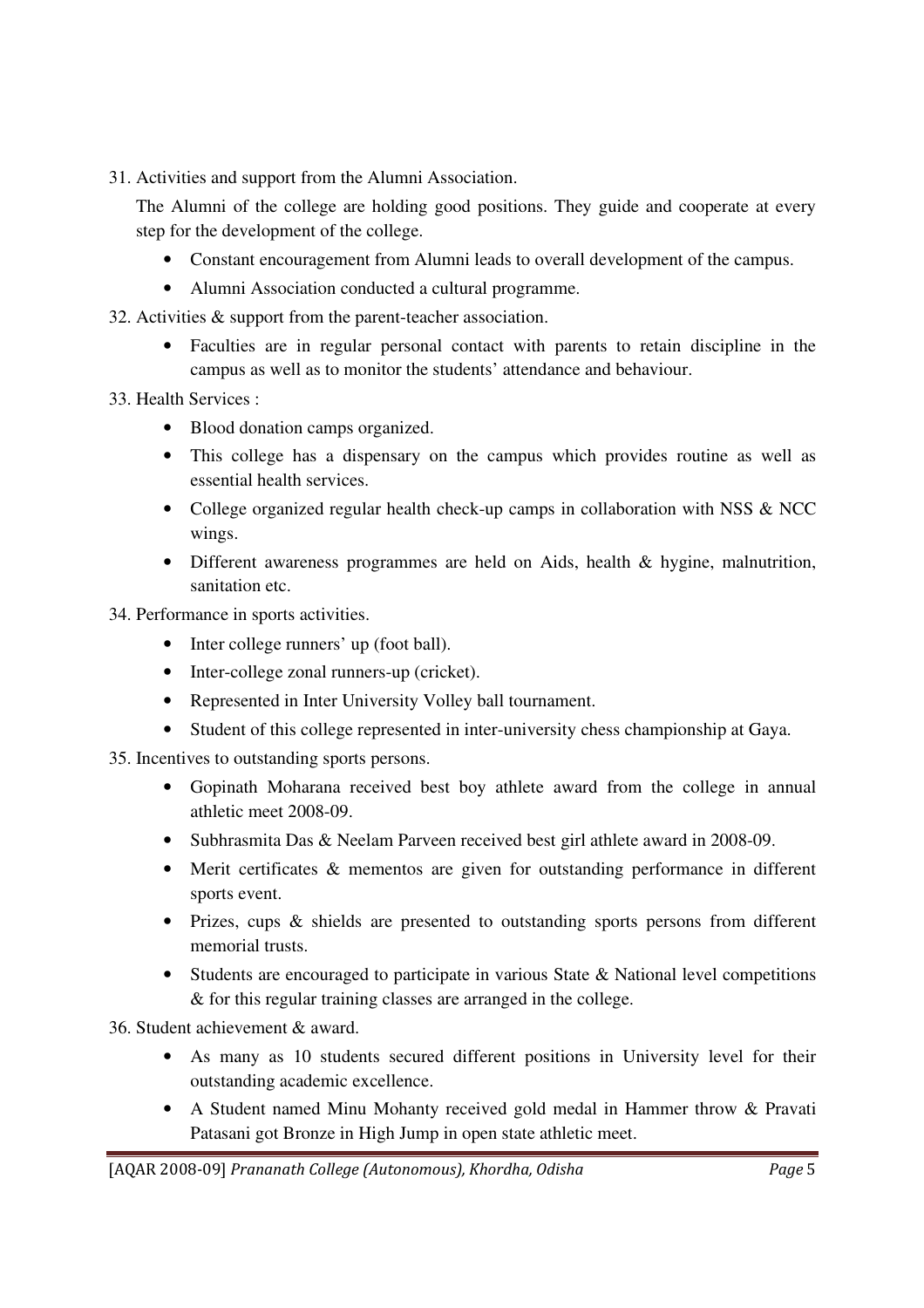31. Activities and support from the Alumni Association.

    The Alumni of the college are holding good positions. They guide and cooperate at every step for the development of the college.

    - Constant encouragement from Alumni leads to overall development of the campus.
    - Alumni Association conducted a cultural programme.

32. Activities & support from the parent-teacher association.

    - Faculties are in regular personal contact with parents to retain discipline in the campus as well as to monitor the students' attendance and behaviour.

33. Health Services :

    - Blood donation camps organized.
    - This college has a dispensary on the campus which provides routine as well as essential health services.
    - College organized regular health check-up camps in collaboration with NSS & NCC wings.
    - Different awareness programmes are held on Aids, health & hygine, malnutrition, sanitation etc.

34. Performance in sports activities.

    - Inter college runners' up (foot ball).
    - Inter-college zonal runners-up (cricket).
    - Represented in Inter University Volley ball tournament.
    - Student of this college represented in inter-university chess championship at Gaya.

35. Incentives to outstanding sports persons.

    - Gopinath Moharana received best boy athlete award from the college in annual athletic meet 2008-09.
    - Subhrasmita Das & Neelam Parveen received best girl athlete award in 2008-09.
    - Merit certificates & mementos are given for outstanding performance in different sports event.
    - Prizes, cups & shields are presented to outstanding sports persons from different memorial trusts.
    - Students are encouraged to participate in various State & National level competitions & for this regular training classes are arranged in the college.

36. Student achievement & award.

    - As many as 10 students secured different positions in University level for their outstanding academic excellence.
    - A Student named Minu Mohanty received gold medal in Hammer throw & Pravati Patasani got Bronze in High Jump in open state athletic meet.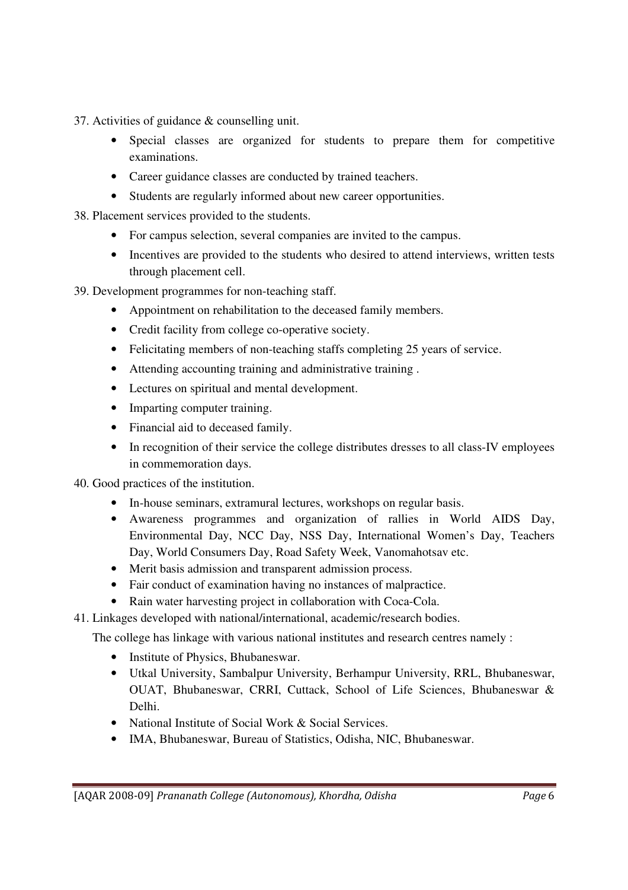37. Activities of guidance & counselling unit.

    - Special classes are organized for students to prepare them for competitive examinations.
    - Career guidance classes are conducted by trained teachers.
    - Students are regularly informed about new career opportunities.

38. Placement services provided to the students.

    - For campus selection, several companies are invited to the campus.
    - Incentives are provided to the students who desired to attend interviews, written tests through placement cell.

39. Development programmes for non-teaching staff.

    - Appointment on rehabilitation to the deceased family members.
    - Credit facility from college co-operative society.
    - Felicitating members of non-teaching staffs completing 25 years of service.
    - Attending accounting training and administrative training .
    - Lectures on spiritual and mental development.
    - Imparting computer training.
    - Financial aid to deceased family.
    - In recognition of their service the college distributes dresses to all class-IV employees in commemoration days.

40. Good practices of the institution.

    - In-house seminars, extramural lectures, workshops on regular basis.
    - Awareness programmes and organization of rallies in World AIDS Day, Environmental Day, NCC Day, NSS Day, International Women's Day, Teachers Day, World Consumers Day, Road Safety Week, Vanomahotsav etc.
    - Merit basis admission and transparent admission process.
    - Fair conduct of examination having no instances of malpractice.
    - Rain water harvesting project in collaboration with Coca-Cola.

41. Linkages developed with national/international, academic/research bodies.

    The college has linkage with various national institutes and research centres namely :

    - Institute of Physics, Bhubaneswar.
    - Utkal University, Sambalpur University, Berhampur University, RRL, Bhubaneswar, OUAT, Bhubaneswar, CRRI, Cuttack, School of Life Sciences, Bhubaneswar & Delhi.
    - National Institute of Social Work & Social Services.
    - IMA, Bhubaneswar, Bureau of Statistics, Odisha, NIC, Bhubaneswar.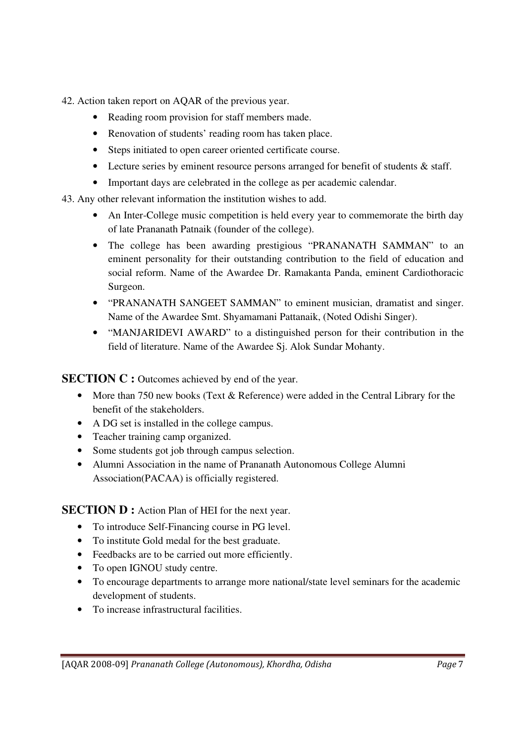42. Action taken report on AQAR of the previous year.

- Reading room provision for staff members made.
- Renovation of students' reading room has taken place.
- Steps initiated to open career oriented certificate course.
- Lecture series by eminent resource persons arranged for benefit of students & staff.
- Important days are celebrated in the college as per academic calendar.

43. Any other relevant information the institution wishes to add.

- An Inter-College music competition is held every year to commemorate the birth day of late Prananath Patnaik (founder of the college).
- The college has been awarding prestigious "PRANANATH SAMMAN" to an eminent personality for their outstanding contribution to the field of education and social reform. Name of the Awardee Dr. Ramakanta Panda, eminent Cardiothoracic Surgeon.
- "PRANANATH SANGEET SAMMAN" to eminent musician, dramatist and singer. Name of the Awardee Smt. Shyamamani Pattanaik, (Noted Odishi Singer).
- "MANJARIDEVI AWARD" to a distinguished person for their contribution in the field of literature. Name of the Awardee Sj. Alok Sundar Mohanty.

**SECTION C :** Outcomes achieved by end of the year.

- More than 750 new books (Text & Reference) were added in the Central Library for the benefit of the stakeholders.
- A DG set is installed in the college campus.
- Teacher training camp organized.
- Some students got job through campus selection.
- Alumni Association in the name of Prananath Autonomous College Alumni Association(PACAA) is officially registered.

**SECTION D :** Action Plan of HEI for the next year.

- To introduce Self-Financing course in PG level.
- To institute Gold medal for the best graduate.
- Feedbacks are to be carried out more efficiently.
- To open IGNOU study centre.
- To encourage departments to arrange more national/state level seminars for the academic development of students.
- To increase infrastructural facilities.